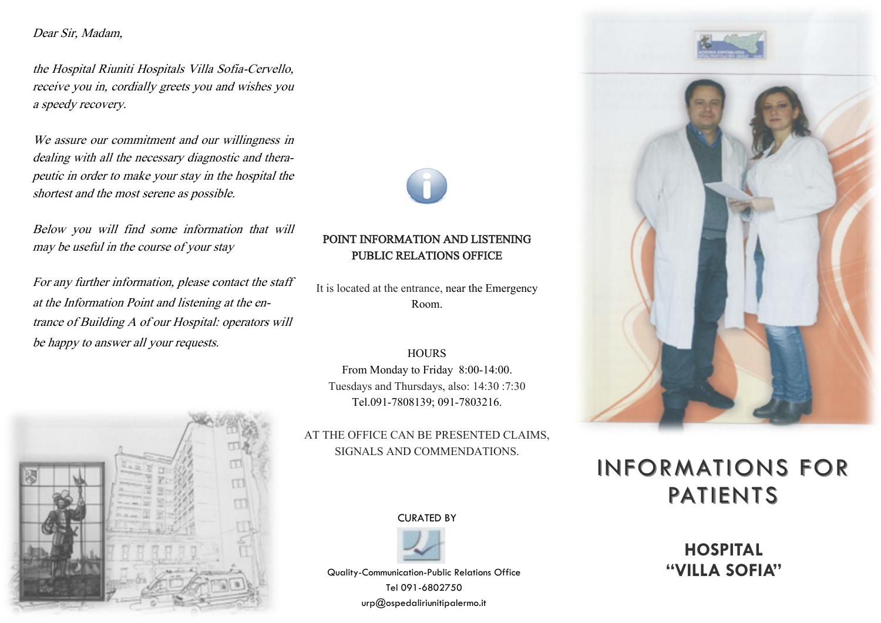*Dear Sir, Madam,*

*the Hospital Riuniti Hospitals Villa Sofia-Cervello, receive you in, cordially greets you and wishes you a speedy recovery.*

*We assure our commitment and our willingness in dealing with all the necessary diagnostic and therapeutic in order to make your stay in the hospital the shortest and the most serene as possible.*

*Below you will find some information that will may be useful in the course of your stay*

*For any further information, please contact the staff at the Information Point and listening at the entrance of Building A of our Hospital: operators will be happy to answer all your requests.*

## POINT INFORMATION AND LISTENING PUBLIC RELATIONS OFFICE

It is located at the entrance, near the Emergency Room.

HOURS
From Monday to Friday 8:00-14:00.
Tuesdays and Thursdays, also: 14:30 :7:30
Tel.091-7808139; 091-7803216.

AT THE OFFICE CAN BE PRESENTED CLAIMS, SIGNALS AND COMMENDATIONS.

CURATED BY

Quality-Communication-Public Relations Office
Tel 091-6802750
urp@ospedaliriunitipalermo.it

# INFORMATIONS FOR PATIENTS

## HOSPITAL "VILLA SOFIA"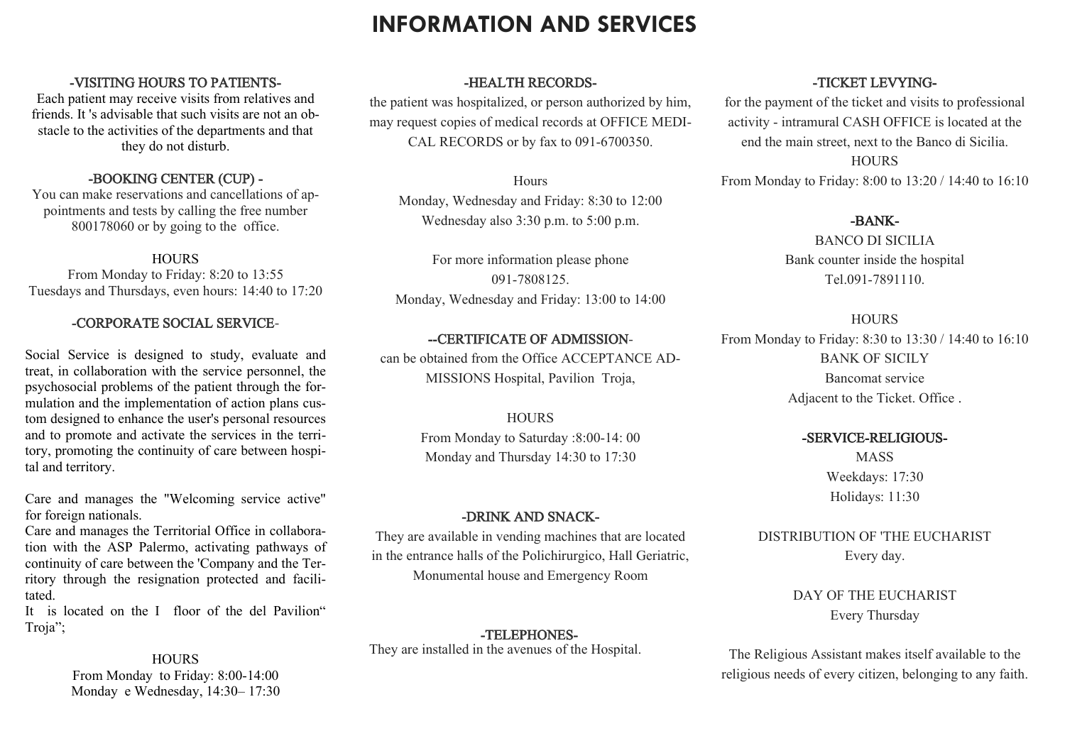# INFORMATION AND SERVICES

### -VISITING HOURS TO PATIENTS-

Each patient may receive visits from relatives and friends. It 's advisable that such visits are not an obstacle to the activities of the departments and that they do not disturb.

### -BOOKING CENTER (CUP) -

You can make reservations and cancellations of appointments and tests by calling the free number 800178060 or by going to the office.

HOURS

From Monday to Friday: 8:20 to 13:55
Tuesdays and Thursdays, even hours: 14:40 to 17:20

### -CORPORATE SOCIAL SERVICE-

Social Service is designed to study, evaluate and treat, in collaboration with the service personnel, the psychosocial problems of the patient through the formulation and the implementation of action plans custom designed to enhance the user's personal resources and to promote and activate the services in the territory, promoting the continuity of care between hospital and territory.

Care and manages the "Welcoming service active" for foreign nationals.

Care and manages the Territorial Office in collaboration with the ASP Palermo, activating pathways of continuity of care between the 'Company and the Territory through the resignation protected and facilitated.

It is located on the I floor of the del Pavilion" Troja";

HOURS

From Monday to Friday: 8:00-14:00
Monday e Wednesday, 14:30– 17:30

### -HEALTH RECORDS-

the patient was hospitalized, or person authorized by him, may request copies of medical records at OFFICE MEDICAL RECORDS or by fax to 091-6700350.

Hours

Monday, Wednesday and Friday: 8:30 to 12:00
Wednesday also 3:30 p.m. to 5:00 p.m.

For more information please phone 091-7808125.
Monday, Wednesday and Friday: 13:00 to 14:00

### --CERTIFICATE OF ADMISSION-

can be obtained from the Office ACCEPTANCE ADMISSIONS Hospital, Pavilion Troja,

HOURS

From Monday to Saturday :8:00-14: 00
Monday and Thursday 14:30 to 17:30

### -DRINK AND SNACK-

They are available in vending machines that are located in the entrance halls of the Polichirurgico, Hall Geriatric, Monumental house and Emergency Room

### -TELEPHONES-

They are installed in the avenues of the Hospital.

### -TICKET LEVYING-

for the payment of the ticket and visits to professional activity - intramural CASH OFFICE is located at the end the main street, next to the Banco di Sicilia.

HOURS

From Monday to Friday: 8:00 to 13:20 / 14:40 to 16:10

### -BANK-

BANCO DI SICILIA
Bank counter inside the hospital
Tel.091-7891110.

HOURS

From Monday to Friday: 8:30 to 13:30 / 14:40 to 16:10
BANK OF SICILY
Bancomat service
Adjacent to the Ticket. Office .

### -SERVICE-RELIGIOUS-

MASS
Weekdays: 17:30
Holidays: 11:30

DISTRIBUTION OF 'THE EUCHARIST
Every day.

DAY OF THE EUCHARIST
Every Thursday

The Religious Assistant makes itself available to the religious needs of every citizen, belonging to any faith.